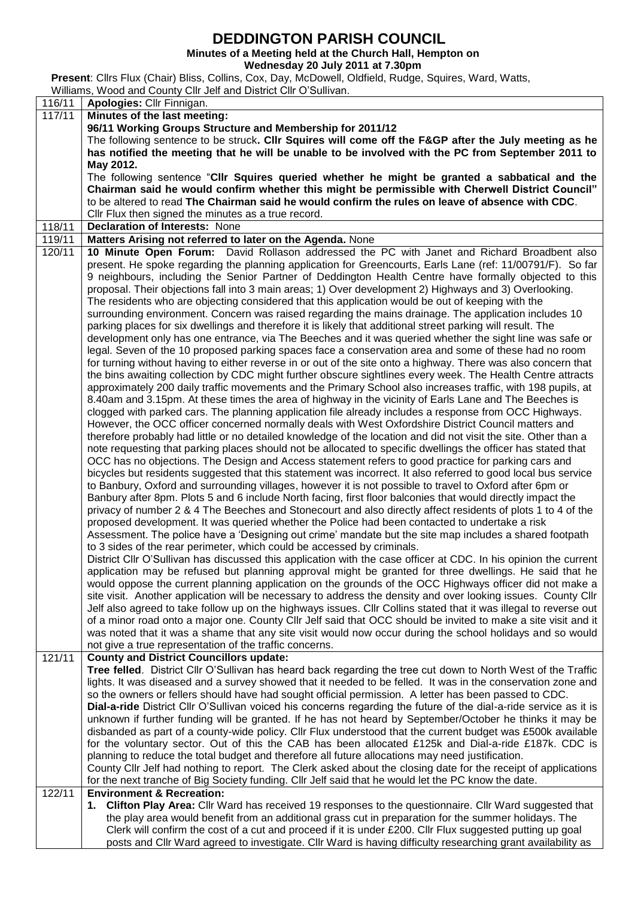# DEDDINGTON PARISH COUNCIL

**Minutes of a Meeting held at the Church Hall, Hempton on Wednesday 20 July 2011 at 7.30pm**

**Present**: Cllrs Flux (Chair) Bliss, Collins, Cox, Day, McDowell, Oldfield, Rudge, Squires, Ward, Watts, Williams, Wood and County Cllr Jelf and District Cllr O'Sullivan.

| | |
|---|---|
| 116/11 | **Apologies:** Cllr Finnigan. |
| 117/11 | **Minutes of the last meeting:**<br>**96/11 Working Groups Structure and Membership for 2011/12**<br>The following sentence to be struck**. Cllr Squires will come off the F&GP after the July meeting as he has notified the meeting that he will be unable to be involved with the PC from September 2011 to May 2012.**<br>The following sentence "**Cllr Squires queried whether he might be granted a sabbatical and the Chairman said he would confirm whether this might be permissible with Cherwell District Council"** to be altered to read **The Chairman said he would confirm the rules on leave of absence with CDC**.<br>Cllr Flux then signed the minutes as a true record. |
| 118/11 | **Declaration of Interests:** None |
| 119/11 | **Matters Arising not referred to later on the Agenda.** None |
| 120/11 | **10 Minute Open Forum:** David Rollason addressed the PC with Janet and Richard Broadbent also present. He spoke regarding the planning application for Greencourts, Earls Lane (ref: 11/00791/F). So far 9 neighbours, including the Senior Partner of Deddington Health Centre have formally objected to this proposal. Their objections fall into 3 main areas; 1) Over development 2) Highways and 3) Overlooking. The residents who are objecting considered that this application would be out of keeping with the surrounding environment. Concern was raised regarding the mains drainage. The application includes 10 parking places for six dwellings and therefore it is likely that additional street parking will result. The development only has one entrance, via The Beeches and it was queried whether the sight line was safe or legal. Seven of the 10 proposed parking spaces face a conservation area and some of these had no room for turning without having to either reverse in or out of the site onto a highway. There was also concern that the bins awaiting collection by CDC might further obscure sightlines every week. The Health Centre attracts approximately 200 daily traffic movements and the Primary School also increases traffic, with 198 pupils, at 8.40am and 3.15pm. At these times the area of highway in the vicinity of Earls Lane and The Beeches is clogged with parked cars. The planning application file already includes a response from OCC Highways. However, the OCC officer concerned normally deals with West Oxfordshire District Council matters and therefore probably had little or no detailed knowledge of the location and did not visit the site. Other than a note requesting that parking places should not be allocated to specific dwellings the officer has stated that OCC has no objections. The Design and Access statement refers to good practice for parking cars and bicycles but residents suggested that this statement was incorrect. It also referred to good local bus service to Banbury, Oxford and surrounding villages, however it is not possible to travel to Oxford after 6pm or Banbury after 8pm. Plots 5 and 6 include North facing, first floor balconies that would directly impact the privacy of number 2 & 4 The Beeches and Stonecourt and also directly affect residents of plots 1 to 4 of the proposed development. It was queried whether the Police had been contacted to undertake a risk Assessment. The police have a 'Designing out crime' mandate but the site map includes a shared footpath to 3 sides of the rear perimeter, which could be accessed by criminals.<br>District Cllr O'Sullivan has discussed this application with the case officer at CDC. In his opinion the current application may be refused but planning approval might be granted for three dwellings. He said that he would oppose the current planning application on the grounds of the OCC Highways officer did not make a site visit. Another application will be necessary to address the density and over looking issues. County Cllr Jelf also agreed to take follow up on the highways issues. Cllr Collins stated that it was illegal to reverse out of a minor road onto a major one. County Cllr Jelf said that OCC should be invited to make a site visit and it was noted that it was a shame that any site visit would now occur during the school holidays and so would not give a true representation of the traffic concerns. |
| 121/11 | **County and District Councillors update:**<br>**Tree felled**. District Cllr O'Sullivan has heard back regarding the tree cut down to North West of the Traffic lights. It was diseased and a survey showed that it needed to be felled. It was in the conservation zone and so the owners or fellers should have had sought official permission. A letter has been passed to CDC.<br>**Dial-a-ride** District Cllr O'Sullivan voiced his concerns regarding the future of the dial-a-ride service as it is unknown if further funding will be granted. If he has not heard by September/October he thinks it may be disbanded as part of a county-wide policy. Cllr Flux understood that the current budget was £500k available for the voluntary sector. Out of this the CAB has been allocated £125k and Dial-a-ride £187k. CDC is planning to reduce the total budget and therefore all future allocations may need justification.<br>County Cllr Jelf had nothing to report. The Clerk asked about the closing date for the receipt of applications for the next tranche of Big Society funding. Cllr Jelf said that he would let the PC know the date. |
| 122/11 | **Environment & Recreation:**<br>1. **Clifton Play Area:** Cllr Ward has received 19 responses to the questionnaire. Cllr Ward suggested that the play area would benefit from an additional grass cut in preparation for the summer holidays. The Clerk will confirm the cost of a cut and proceed if it is under £200. Cllr Flux suggested putting up goal posts and Cllr Ward agreed to investigate. Cllr Ward is having difficulty researching grant availability as |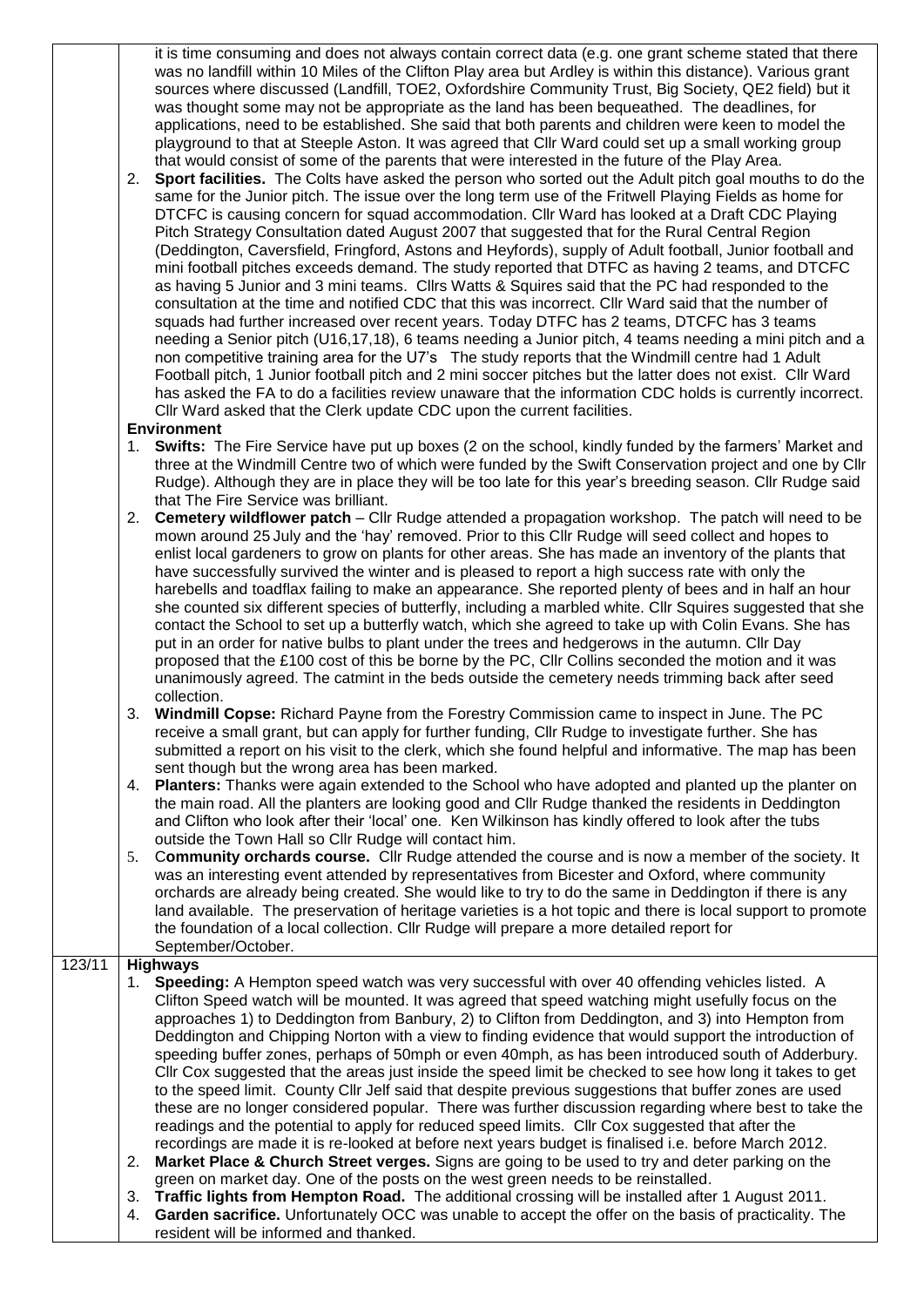it is time consuming and does not always contain correct data (e.g. one grant scheme stated that there was no landfill within 10 Miles of the Clifton Play area but Ardley is within this distance). Various grant sources where discussed (Landfill, TOE2, Oxfordshire Community Trust, Big Society, QE2 field) but it was thought some may not be appropriate as the land has been bequeathed. The deadlines, for applications, need to be established. She said that both parents and children were keen to model the playground to that at Steeple Aston. It was agreed that Cllr Ward could set up a small working group that would consist of some of the parents that were interested in the future of the Play Area.

2. **Sport facilities.** The Colts have asked the person who sorted out the Adult pitch goal mouths to do the same for the Junior pitch. The issue over the long term use of the Fritwell Playing Fields as home for DTCFC is causing concern for squad accommodation. Cllr Ward has looked at a Draft CDC Playing Pitch Strategy Consultation dated August 2007 that suggested that for the Rural Central Region (Deddington, Caversfield, Fringford, Astons and Heyfords), supply of Adult football, Junior football and mini football pitches exceeds demand. The study reported that DTFC as having 2 teams, and DTCFC as having 5 Junior and 3 mini teams. Cllrs Watts & Squires said that the PC had responded to the consultation at the time and notified CDC that this was incorrect. Cllr Ward said that the number of squads had further increased over recent years. Today DTFC has 2 teams, DTCFC has 3 teams needing a Senior pitch (U16,17,18), 6 teams needing a Junior pitch, 4 teams needing a mini pitch and a non competitive training area for the U7's The study reports that the Windmill centre had 1 Adult Football pitch, 1 Junior football pitch and 2 mini soccer pitches but the latter does not exist. Cllr Ward has asked the FA to do a facilities review unaware that the information CDC holds is currently incorrect. Cllr Ward asked that the Clerk update CDC upon the current facilities.

**Environment**

1. **Swifts:** The Fire Service have put up boxes (2 on the school, kindly funded by the farmers' Market and three at the Windmill Centre two of which were funded by the Swift Conservation project and one by Cllr Rudge). Although they are in place they will be too late for this year's breeding season. Cllr Rudge said that The Fire Service was brilliant.
2. **Cemetery wildflower patch** – Cllr Rudge attended a propagation workshop. The patch will need to be mown around 25 July and the 'hay' removed. Prior to this Cllr Rudge will seed collect and hopes to enlist local gardeners to grow on plants for other areas. She has made an inventory of the plants that have successfully survived the winter and is pleased to report a high success rate with only the harebells and toadflax failing to make an appearance. She reported plenty of bees and in half an hour she counted six different species of butterfly, including a marbled white. Cllr Squires suggested that she contact the School to set up a butterfly watch, which she agreed to take up with Colin Evans. She has put in an order for native bulbs to plant under the trees and hedgerows in the autumn. Cllr Day proposed that the £100 cost of this be borne by the PC, Cllr Collins seconded the motion and it was unanimously agreed. The catmint in the beds outside the cemetery needs trimming back after seed collection.
3. **Windmill Copse:** Richard Payne from the Forestry Commission came to inspect in June. The PC receive a small grant, but can apply for further funding, Cllr Rudge to investigate further. She has submitted a report on his visit to the clerk, which she found helpful and informative. The map has been sent though but the wrong area has been marked.
4. **Planters:** Thanks were again extended to the School who have adopted and planted up the planter on the main road. All the planters are looking good and Cllr Rudge thanked the residents in Deddington and Clifton who look after their 'local' one. Ken Wilkinson has kindly offered to look after the tubs outside the Town Hall so Cllr Rudge will contact him.
5. **Community orchards course.** Cllr Rudge attended the course and is now a member of the society. It was an interesting event attended by representatives from Bicester and Oxford, where community orchards are already being created. She would like to try to do the same in Deddington if there is any land available. The preservation of heritage varieties is a hot topic and there is local support to promote the foundation of a local collection. Cllr Rudge will prepare a more detailed report for September/October.

123/11 **Highways**

1. **Speeding:** A Hempton speed watch was very successful with over 40 offending vehicles listed. A Clifton Speed watch will be mounted. It was agreed that speed watching might usefully focus on the approaches 1) to Deddington from Banbury, 2) to Clifton from Deddington, and 3) into Hempton from Deddington and Chipping Norton with a view to finding evidence that would support the introduction of speeding buffer zones, perhaps of 50mph or even 40mph, as has been introduced south of Adderbury. Cllr Cox suggested that the areas just inside the speed limit be checked to see how long it takes to get to the speed limit. County Cllr Jelf said that despite previous suggestions that buffer zones are used these are no longer considered popular. There was further discussion regarding where best to take the readings and the potential to apply for reduced speed limits. Cllr Cox suggested that after the recordings are made it is re-looked at before next years budget is finalised i.e. before March 2012.
2. **Market Place & Church Street verges.** Signs are going to be used to try and deter parking on the green on market day. One of the posts on the west green needs to be reinstalled.
3. **Traffic lights from Hempton Road.** The additional crossing will be installed after 1 August 2011.
4. **Garden sacrifice.** Unfortunately OCC was unable to accept the offer on the basis of practicality. The resident will be informed and thanked.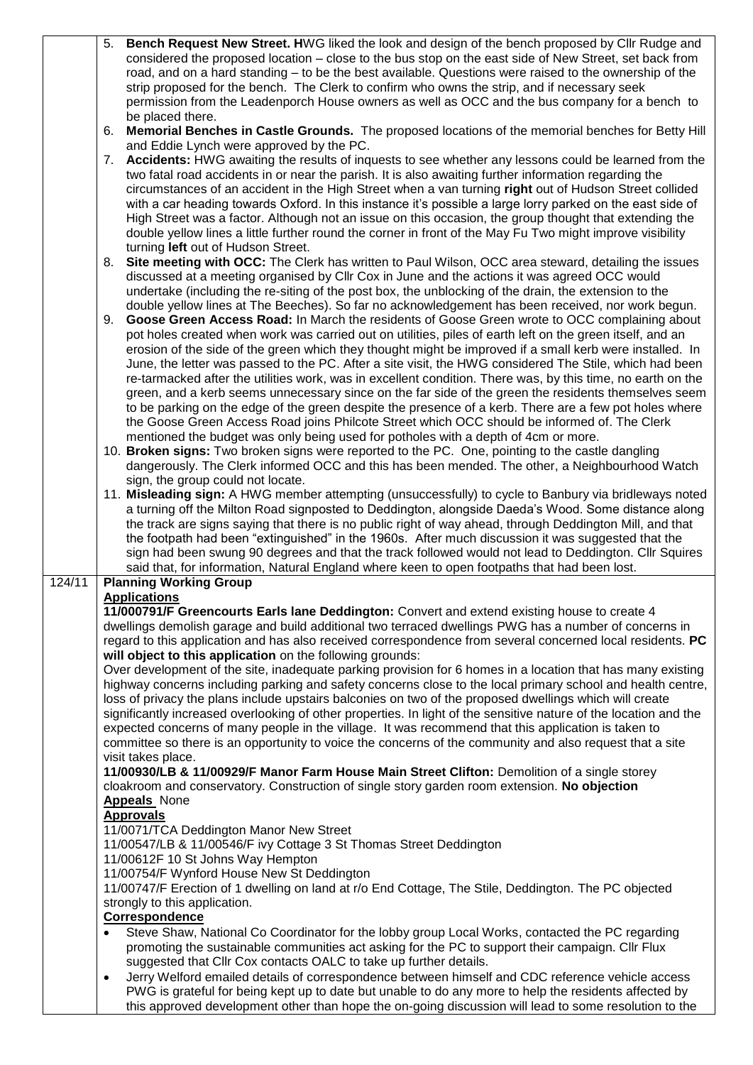| | |
|---|---|
| | 5. **Bench Request New Street. H**WG liked the look and design of the bench proposed by Cllr Rudge and considered the proposed location – close to the bus stop on the east side of New Street, set back from road, and on a hard standing – to be the best available. Questions were raised to the ownership of the strip proposed for the bench. The Clerk to confirm who owns the strip, and if necessary seek permission from the Leadenporch House owners as well as OCC and the bus company for a bench to be placed there.<br>6. **Memorial Benches in Castle Grounds.** The proposed locations of the memorial benches for Betty Hill and Eddie Lynch were approved by the PC.<br>7. **Accidents:** HWG awaiting the results of inquests to see whether any lessons could be learned from the two fatal road accidents in or near the parish. It is also awaiting further information regarding the circumstances of an accident in the High Street when a van turning **right** out of Hudson Street collided with a car heading towards Oxford. In this instance it's possible a large lorry parked on the east side of High Street was a factor. Although not an issue on this occasion, the group thought that extending the double yellow lines a little further round the corner in front of the May Fu Two might improve visibility turning **left** out of Hudson Street.<br>8. **Site meeting with OCC:** The Clerk has written to Paul Wilson, OCC area steward, detailing the issues discussed at a meeting organised by Cllr Cox in June and the actions it was agreed OCC would undertake (including the re-siting of the post box, the unblocking of the drain, the extension to the double yellow lines at The Beeches). So far no acknowledgement has been received, nor work begun.<br>9. **Goose Green Access Road:** In March the residents of Goose Green wrote to OCC complaining about pot holes created when work was carried out on utilities, piles of earth left on the green itself, and an erosion of the side of the green which they thought might be improved if a small kerb were installed. In June, the letter was passed to the PC. After a site visit, the HWG considered The Stile, which had been re-tarmacked after the utilities work, was in excellent condition. There was, by this time, no earth on the green, and a kerb seems unnecessary since on the far side of the green the residents themselves seem to be parking on the edge of the green despite the presence of a kerb. There are a few pot holes where the Goose Green Access Road joins Philcote Street which OCC should be informed of. The Clerk mentioned the budget was only being used for potholes with a depth of 4cm or more.<br>10. **Broken signs:** Two broken signs were reported to the PC. One, pointing to the castle dangling dangerously. The Clerk informed OCC and this has been mended. The other, a Neighbourhood Watch sign, the group could not locate.<br>11. **Misleading sign:** A HWG member attempting (unsuccessfully) to cycle to Banbury via bridleways noted a turning off the Milton Road signposted to Deddington, alongside Daeda's Wood. Some distance along the track are signs saying that there is no public right of way ahead, through Deddington Mill, and that the footpath had been "extinguished" in the 1960s. After much discussion it was suggested that the sign had been swung 90 degrees and that the track followed would not lead to Deddington. Cllr Squires said that, for information, Natural England where keen to open footpaths that had been lost. |
| 124/11 | **Planning Working Group**<br>**<u>Applications</u>**<br>**11/000791/F Greencourts Earls lane Deddington:** Convert and extend existing house to create 4 dwellings demolish garage and build additional two terraced dwellings PWG has a number of concerns in regard to this application and has also received correspondence from several concerned local residents. **PC will object to this application** on the following grounds:<br>Over development of the site, inadequate parking provision for 6 homes in a location that has many existing highway concerns including parking and safety concerns close to the local primary school and health centre, loss of privacy the plans include upstairs balconies on two of the proposed dwellings which will create significantly increased overlooking of other properties. In light of the sensitive nature of the location and the expected concerns of many people in the village. It was recommend that this application is taken to committee so there is an opportunity to voice the concerns of the community and also request that a site visit takes place.<br>**11/00930/LB & 11/00929/F Manor Farm House Main Street Clifton:** Demolition of a single storey cloakroom and conservatory. Construction of single story garden room extension. **No objection**<br>**<u>Appeals</u>** None<br>**<u>Approvals</u>**<br>11/0071/TCA Deddington Manor New Street<br>11/00547/LB & 11/00546/F ivy Cottage 3 St Thomas Street Deddington<br>11/00612F 10 St Johns Way Hempton<br>11/00754/F Wynford House New St Deddington<br>11/00747/F Erection of 1 dwelling on land at r/o End Cottage, The Stile, Deddington. The PC objected strongly to this application.<br>**<u>Correspondence</u>**<br>• Steve Shaw, National Co Coordinator for the lobby group Local Works, contacted the PC regarding promoting the sustainable communities act asking for the PC to support their campaign. Cllr Flux suggested that Cllr Cox contacts OALC to take up further details.<br>• Jerry Welford emailed details of correspondence between himself and CDC reference vehicle access PWG is grateful for being kept up to date but unable to do any more to help the residents affected by this approved development other than hope the on-going discussion will lead to some resolution to the |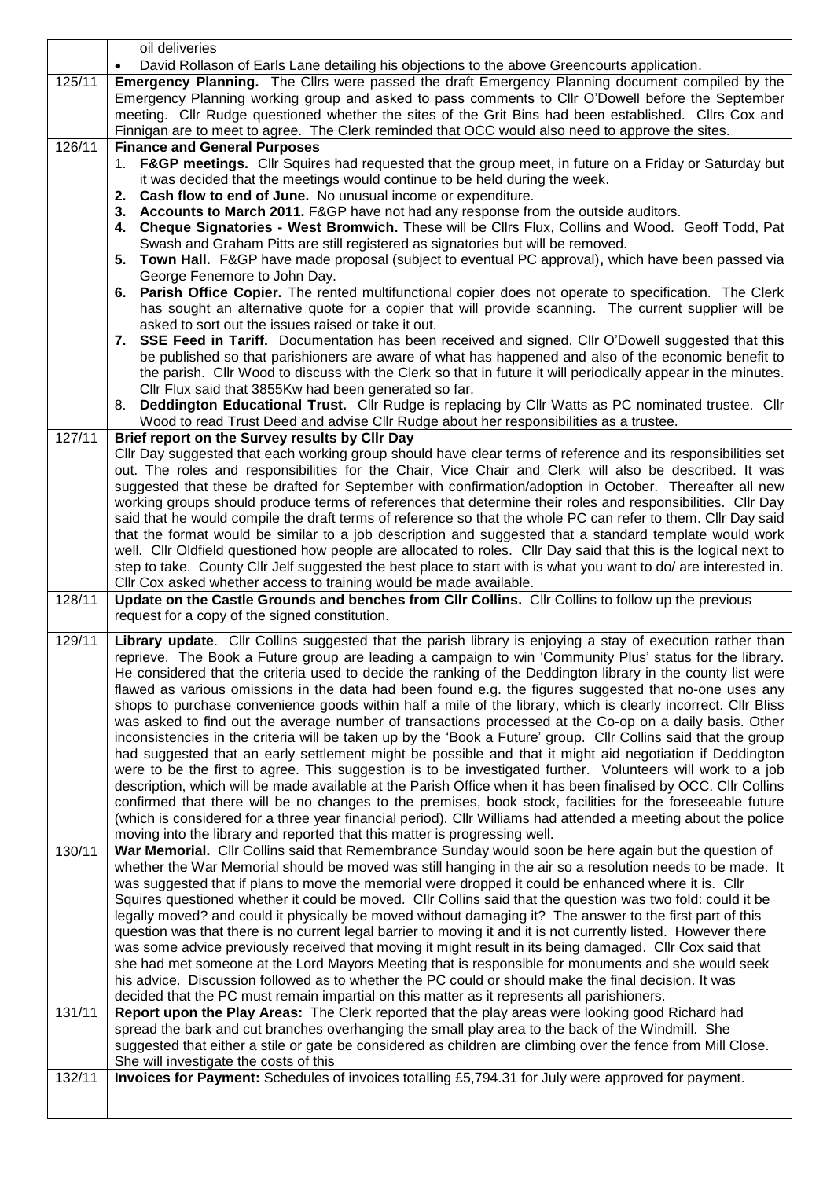| | |
|---|---|
| | oil deliveries<br>• David Rollason of Earls Lane detailing his objections to the above Greencourts application. |
| 125/11 | **Emergency Planning.** The Cllrs were passed the draft Emergency Planning document compiled by the Emergency Planning working group and asked to pass comments to Cllr O'Dowell before the September meeting. Cllr Rudge questioned whether the sites of the Grit Bins had been established. Cllrs Cox and Finnigan are to meet to agree. The Clerk reminded that OCC would also need to approve the sites. |
| 126/11 | **Finance and General Purposes**<br>1. **F&GP meetings.** Cllr Squires had requested that the group meet, in future on a Friday or Saturday but it was decided that the meetings would continue to be held during the week.<br>2. **Cash flow to end of June.** No unusual income or expenditure.<br>3. **Accounts to March 2011.** F&GP have not had any response from the outside auditors.<br>4. **Cheque Signatories - West Bromwich.** These will be Cllrs Flux, Collins and Wood. Geoff Todd, Pat Swash and Graham Pitts are still registered as signatories but will be removed.<br>5. **Town Hall.** F&GP have made proposal (subject to eventual PC approval)**,** which have been passed via George Fenemore to John Day.<br>6. **Parish Office Copier.** The rented multifunctional copier does not operate to specification. The Clerk has sought an alternative quote for a copier that will provide scanning. The current supplier will be asked to sort out the issues raised or take it out.<br>7. **SSE Feed in Tariff.** Documentation has been received and signed. Cllr O'Dowell suggested that this be published so that parishioners are aware of what has happened and also of the economic benefit to the parish. Cllr Wood to discuss with the Clerk so that in future it will periodically appear in the minutes. Cllr Flux said that 3855Kw had been generated so far.<br>8. **Deddington Educational Trust.** Cllr Rudge is replacing by Cllr Watts as PC nominated trustee. Cllr Wood to read Trust Deed and advise Cllr Rudge about her responsibilities as a trustee. |
| 127/11 | **Brief report on the Survey results by Cllr Day**<br>Cllr Day suggested that each working group should have clear terms of reference and its responsibilities set out. The roles and responsibilities for the Chair, Vice Chair and Clerk will also be described. It was suggested that these be drafted for September with confirmation/adoption in October. Thereafter all new working groups should produce terms of references that determine their roles and responsibilities. Cllr Day said that he would compile the draft terms of reference so that the whole PC can refer to them. Cllr Day said that the format would be similar to a job description and suggested that a standard template would work well. Cllr Oldfield questioned how people are allocated to roles. Cllr Day said that this is the logical next to step to take. County Cllr Jelf suggested the best place to start with is what you want to do/ are interested in. Cllr Cox asked whether access to training would be made available. |
| 128/11 | **Update on the Castle Grounds and benches from Cllr Collins.** Cllr Collins to follow up the previous request for a copy of the signed constitution. |
| 129/11 | **Library update**. Cllr Collins suggested that the parish library is enjoying a stay of execution rather than reprieve. The Book a Future group are leading a campaign to win 'Community Plus' status for the library. He considered that the criteria used to decide the ranking of the Deddington library in the county list were flawed as various omissions in the data had been found e.g. the figures suggested that no-one uses any shops to purchase convenience goods within half a mile of the library, which is clearly incorrect. Cllr Bliss was asked to find out the average number of transactions processed at the Co-op on a daily basis. Other inconsistencies in the criteria will be taken up by the 'Book a Future' group. Cllr Collins said that the group had suggested that an early settlement might be possible and that it might aid negotiation if Deddington were to be the first to agree. This suggestion is to be investigated further. Volunteers will work to a job description, which will be made available at the Parish Office when it has been finalised by OCC. Cllr Collins confirmed that there will be no changes to the premises, book stock, facilities for the foreseeable future (which is considered for a three year financial period). Cllr Williams had attended a meeting about the police moving into the library and reported that this matter is progressing well. |
| 130/11 | **War Memorial.** Cllr Collins said that Remembrance Sunday would soon be here again but the question of whether the War Memorial should be moved was still hanging in the air so a resolution needs to be made. It was suggested that if plans to move the memorial were dropped it could be enhanced where it is. Cllr Squires questioned whether it could be moved. Cllr Collins said that the question was two fold: could it be legally moved? and could it physically be moved without damaging it? The answer to the first part of this question was that there is no current legal barrier to moving it and it is not currently listed. However there was some advice previously received that moving it might result in its being damaged. Cllr Cox said that she had met someone at the Lord Mayors Meeting that is responsible for monuments and she would seek his advice. Discussion followed as to whether the PC could or should make the final decision. It was decided that the PC must remain impartial on this matter as it represents all parishioners. |
| 131/11 | **Report upon the Play Areas:** The Clerk reported that the play areas were looking good Richard had spread the bark and cut branches overhanging the small play area to the back of the Windmill. She suggested that either a stile or gate be considered as children are climbing over the fence from Mill Close. She will investigate the costs of this |
| 132/11 | **Invoices for Payment:** Schedules of invoices totalling £5,794.31 for July were approved for payment. |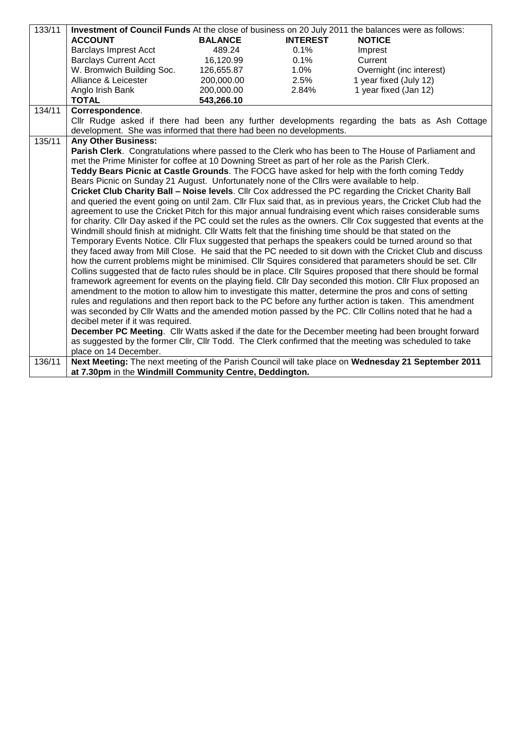| | |
|---|---|
| 133/11 | **Investment of Council Funds** At the close of business on 20 July 2011 the balances were as follows:<br>**ACCOUNT** / **BALANCE** / **INTEREST** / **NOTICE**<br>Barclays Imprest Acct / 489.24 / 0.1% / Imprest<br>Barclays Current Acct / 16,120.99 / 0.1% / Current<br>W. Bromwich Building Soc. / 126,655.87 / 1.0% / Overnight (inc interest)<br>Alliance & Leicester / 200,000.00 / 2.5% / 1 year fixed (July 12)<br>Anglo Irish Bank / 200,000.00 / 2.84% / 1 year fixed (Jan 12)<br>**TOTAL** / **543,266.10** |
| 134/11 | **Correspondence**.<br>Cllr Rudge asked if there had been any further developments regarding the bats as Ash Cottage development. She was informed that there had been no developments. |
| 135/11 | **Any Other Business:**<br>**Parish Clerk**. Congratulations where passed to the Clerk who has been to The House of Parliament and met the Prime Minister for coffee at 10 Downing Street as part of her role as the Parish Clerk.<br>**Teddy Bears Picnic at Castle Grounds**. The FOCG have asked for help with the forth coming Teddy Bears Picnic on Sunday 21 August. Unfortunately none of the Cllrs were available to help.<br>**Cricket Club Charity Ball – Noise levels**. Cllr Cox addressed the PC regarding the Cricket Charity Ball and queried the event going on until 2am. Cllr Flux said that, as in previous years, the Cricket Club had the agreement to use the Cricket Pitch for this major annual fundraising event which raises considerable sums for charity. Cllr Day asked if the PC could set the rules as the owners. Cllr Cox suggested that events at the Windmill should finish at midnight. Cllr Watts felt that the finishing time should be that stated on the Temporary Events Notice. Cllr Flux suggested that perhaps the speakers could be turned around so that they faced away from Mill Close. He said that the PC needed to sit down with the Cricket Club and discuss how the current problems might be minimised. Cllr Squires considered that parameters should be set. Cllr Collins suggested that de facto rules should be in place. Cllr Squires proposed that there should be formal framework agreement for events on the playing field. Cllr Day seconded this motion. Cllr Flux proposed an amendment to the motion to allow him to investigate this matter, determine the pros and cons of setting rules and regulations and then report back to the PC before any further action is taken. This amendment was seconded by Cllr Watts and the amended motion passed by the PC. Cllr Collins noted that he had a decibel meter if it was required.<br>**December PC Meeting**. Cllr Watts asked if the date for the December meeting had been brought forward as suggested by the former Cllr, Cllr Todd. The Clerk confirmed that the meeting was scheduled to take place on 14 December. |
| 136/11 | **Next Meeting:** The next meeting of the Parish Council will take place on **Wednesday 21 September 2011 at 7.30pm** in the **Windmill Community Centre, Deddington.** |